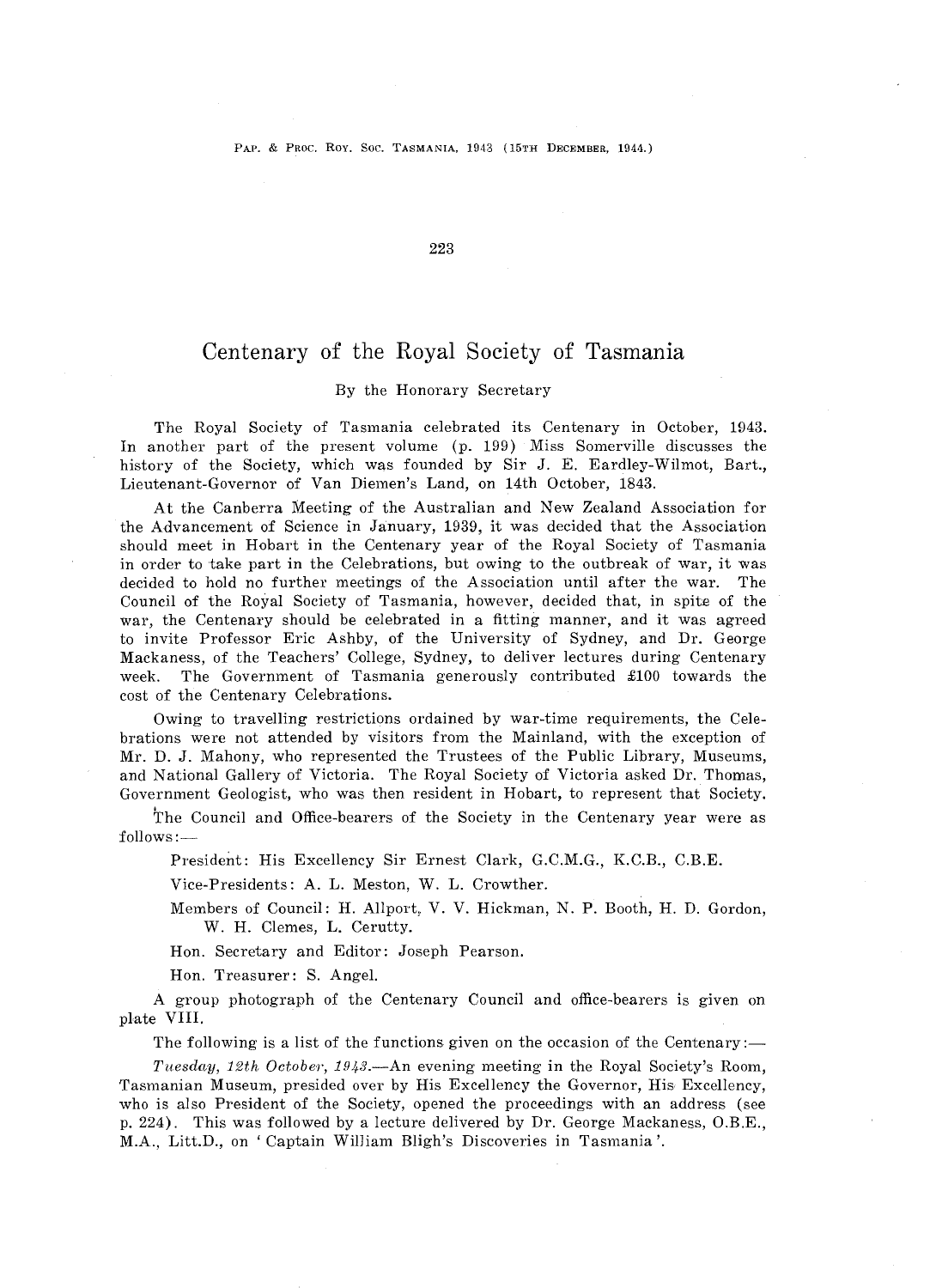# Centenary of the Royal Society of Tasmania

By the Honorary Secretary

The Royal Society of Tasmania celebrated its Centenary in October, 1943. In another part of the present volume (p. 199) Miss Somerville discusses the history of the Society, which was founded by Sir J. E. Eardley-Wilmot, Bart., Lieutenant-Governor of Van Diemen's Land, on 14th October, 1843.

At the Canberra Meeting of the Australian and New Zealand Association for the Advancement of Science in January, 1939, it was decided that the Association should meet in Hobart in the Centenary year of the Royal Society of Tasmania in order to take part in the Celebrations, but owing to the outbreak of war, it was decided to hold no further meetings of the Association until after the war. The Council of the Royal Society of Tasmania, however, decided that, in spite of the war, the Centenary should be celebrated in a fitting manner, and it was agreed to invite Professor Eric Ashby, of the University of Sydney, and Dr. George Mackaness, of the Teachers' College, Sydney, to deliver lectures during Centenary week. The Government of Tasmania generously contributed £100 towards the cost of the Centenary Celebrations.

Owing to travelling restrictions ordained by war-time requirements, the Celebrations were not attended by visitors from the Mainland, with the exception of Mr. D. J. Mahony, who represented the Trustees of the Public Library, Museums, and National Gallery of Victoria. The Royal Society of Victoria asked Dr. Thomas, Government Geologist, who was then resident in Hobart, to represent that Society.

The Council and Office-bearers of the Society in the Centenary year were as follows:—

President: His Excellency Sir Ernest Clark, G.C.M.G., K.C.B., C.B.E.

Vice-Presidents: A. L. Meston, W. L. Crowther.

Members of Council: H. Allport, V. V. Hickman, N. P. Booth, H. D. Gordon, W. H. Clemes, L. Cerutty.

Hon. Secretary and Editor: Joseph Pearson.

Hon. Treasurer: S. Angel.

A group photograph of the Centenary Council and office-bearers is given on plate VIII.

The following is a list of the functions given on the occasion of the Centenary:—

*Tuesday, 12th October, 1943.*—An evening meeting in the Royal Society's Room, Tasmanian Museum, presided over by His Excellency the Governor, His Excellency, who is also President of the Society, opened the proceedings with an address (see p. 224). This was followed by a lecture delivered by Dr. George Mackaness, O.B.E., M.A., Litt.D., on 'Captain William Bligh's Discoveries in Tasmania'.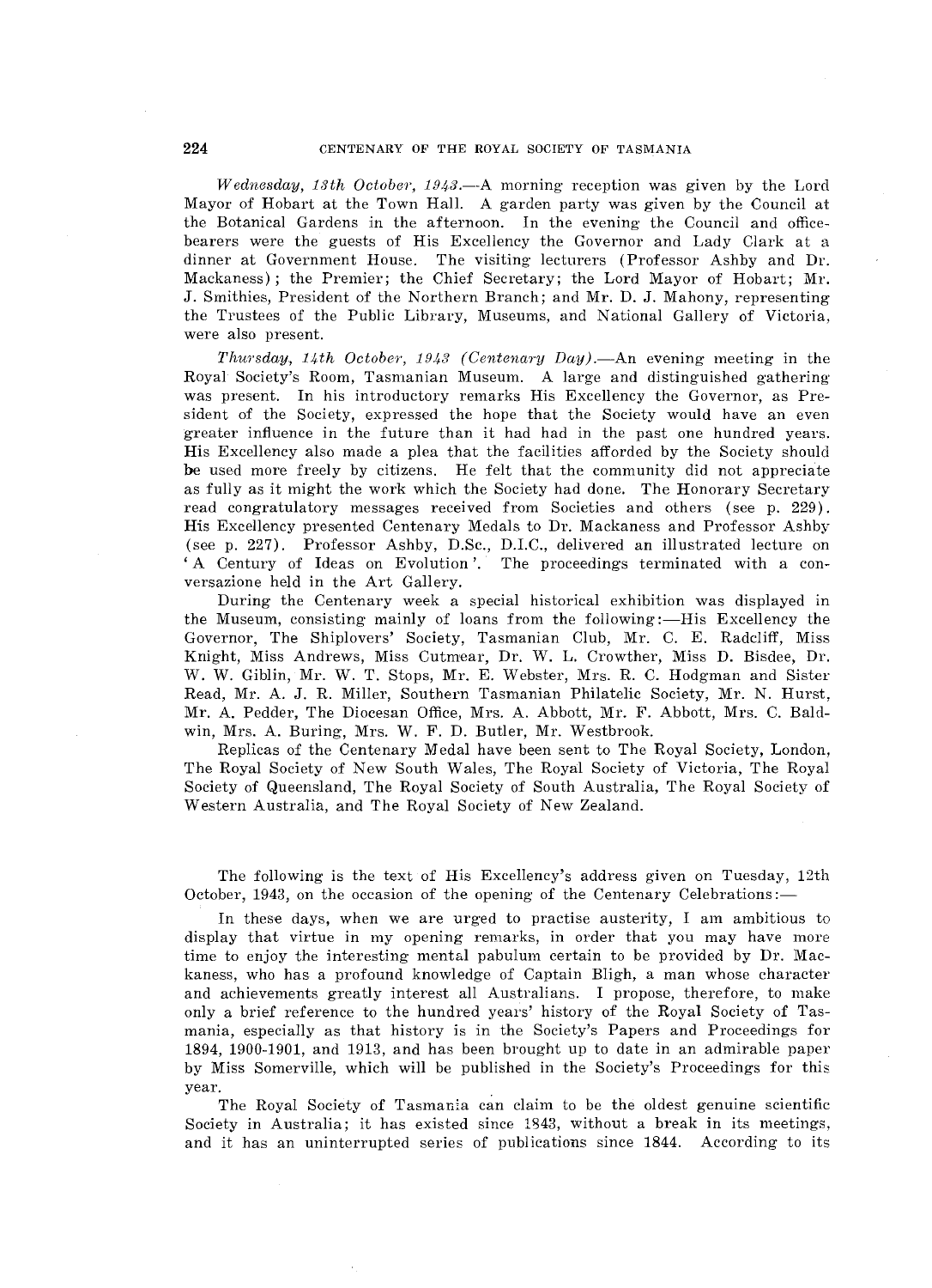*Wednesday, 13th October, 1943.*—A morning reception was given by the Lord Mayor of Hobart at the Town Hall. A garden party was given by the Council at the Botanical Gardens in the afternoon. In the evening the Council and office-bearers were the guests of His Excellency the Governor and Lady Clark at a dinner at Government House. The visiting lecturers (Professor Ashby and Dr. Mackaness); the Premier; the Chief Secretary; the Lord Mayor of Hobart; Mr. J. Smithies, President of the Northern Branch; and Mr. D. J. Mahony, representing the Trustees of the Public Library, Museums, and National Gallery of Victoria, were also present.

*Thursday, 14th October, 1943 (Centenary Day).*—An evening meeting in the Royal Society's Room, Tasmanian Museum. A large and distinguished gathering was present. In his introductory remarks His Excellency the Governor, as President of the Society, expressed the hope that the Society would have an even greater influence in the future than it had had in the past one hundred years. His Excellency also made a plea that the facilities afforded by the Society should be used more freely by citizens. He felt that the community did not appreciate as fully as it might the work which the Society had done. The Honorary Secretary read congratulatory messages received from Societies and others (see p. 229). His Excellency presented Centenary Medals to Dr. Mackaness and Professor Ashby (see p. 227). Professor Ashby, D.Sc., D.I.C., delivered an illustrated lecture on 'A Century of Ideas on Evolution'. The proceedings terminated with a conversazione held in the Art Gallery.

During the Centenary week a special historical exhibition was displayed in the Museum, consisting mainly of loans from the following:—His Excellency the Governor, The Shiplovers' Society, Tasmanian Club, Mr. C. E. Radcliff, Miss Knight, Miss Andrews, Miss Cutmear, Dr. W. L. Crowther, Miss D. Bisdee, Dr. W. W. Giblin, Mr. W. T. Stops, Mr. E. Webster, Mrs. R. C. Hodgman and Sister Read, Mr. A. J. R. Miller, Southern Tasmanian Philatelic Society, Mr. N. Hurst, Mr. A. Pedder, The Diocesan Office, Mrs. A. Abbott, Mr. F. Abbott, Mrs. C. Baldwin, Mrs. A. Buring, Mrs. W. F. D. Butler, Mr. Westbrook.

Replicas of the Centenary Medal have been sent to The Royal Society, London, The Royal Society of New South Wales, The Royal Society of Victoria, The Royal Society of Queensland, The Royal Society of South Australia, The Royal Society of Western Australia, and The Royal Society of New Zealand.

The following is the text of His Excellency's address given on Tuesday, 12th October, 1943, on the occasion of the opening of the Centenary Celebrations:—

In these days, when we are urged to practise austerity, I am ambitious to display that virtue in my opening remarks, in order that you may have more time to enjoy the interesting mental pabulum certain to be provided by Dr. Mackaness, who has a profound knowledge of Captain Bligh, a man whose character and achievements greatly interest all Australians. I propose, therefore, to make only a brief reference to the hundred years' history of the Royal Society of Tasmania, especially as that history is in the Society's Papers and Proceedings for 1894, 1900-1901, and 1913, and has been brought up to date in an admirable paper by Miss Somerville, which will be published in the Society's Proceedings for this year.

The Royal Society of Tasmania can claim to be the oldest genuine scientific Society in Australia; it has existed since 1843, without a break in its meetings, and it has an uninterrupted series of publications since 1844. According to its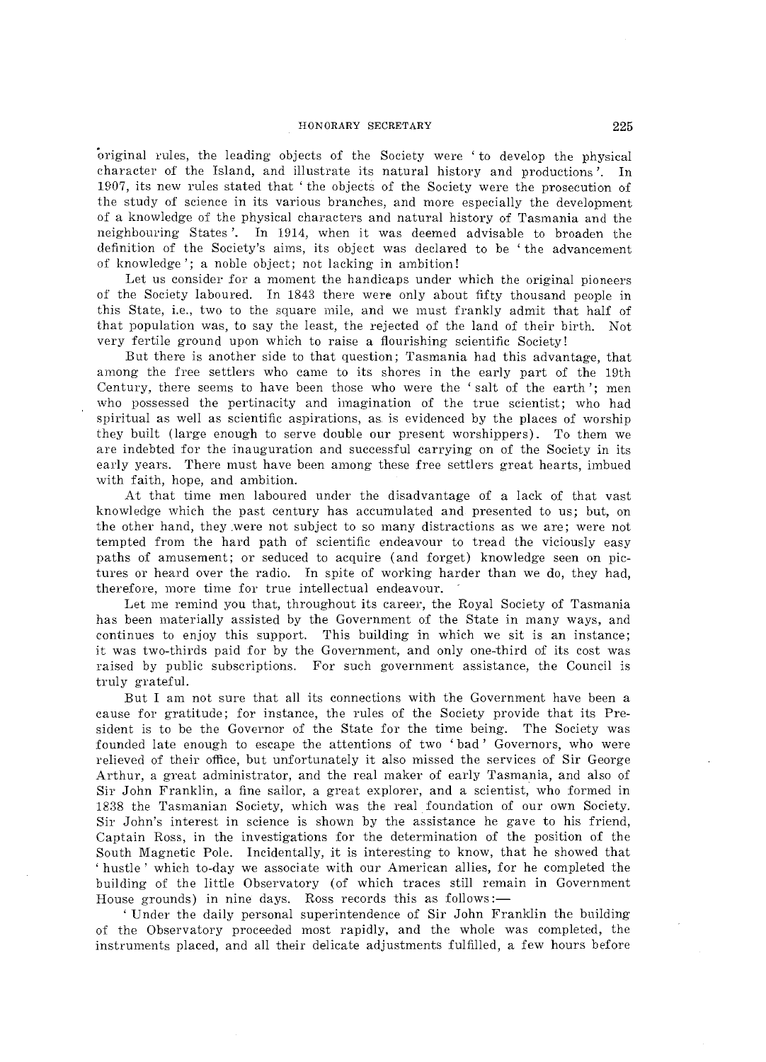original rules, the leading objects of the Society were 'to develop the physical character of the Island, and illustrate its natural history and productions'. In 1907, its new rules stated that 'the objects of the Society were the prosecution of the study of science in its various branches, and more especially the development of a knowledge of the physical characters and natural history of Tasmania and the neighbouring States'. In 1914, when it was deemed advisable to broaden the definition of the Society's aims, its object was declared to be 'the advancement of knowledge'; a noble object; not lacking in ambition!

Let us consider for a moment the handicaps under which the original pioneers of the Society laboured. In 1843 there were only about fifty thousand people in this State, i.e., two to the square mile, and we must frankly admit that half of that population was, to say the least, the rejected of the land of their birth. Not very fertile ground upon which to raise a flourishing scientific Society!

But there is another side to that question; Tasmania had this advantage, that among the free settlers who came to its shores in the early part of the 19th Century, there seems to have been those who were the 'salt of the earth'; men who possessed the pertinacity and imagination of the true scientist; who had spiritual as well as scientific aspirations, as is evidenced by the places of worship they built (large enough to serve double our present worshippers). To them we are indebted for the inauguration and successful carrying on of the Society in its early years. There must have been among these free settlers great hearts, imbued with faith, hope, and ambition.

At that time men laboured under the disadvantage of a lack of that vast knowledge which the past century has accumulated and presented to us; but, on the other hand, they were not subject to so many distractions as we are; were not tempted from the hard path of scientific endeavour to tread the viciously easy paths of amusement; or seduced to acquire (and forget) knowledge seen on pictures or heard over the radio. In spite of working harder than we do, they had, therefore, more time for true intellectual endeavour.

Let me remind you that, throughout its career, the Royal Society of Tasmania has been materially assisted by the Government of the State in many ways, and continues to enjoy this support. This building in which we sit is an instance; it was two-thirds paid for by the Government, and only one-third of its cost was raised by public subscriptions. For such government assistance, the Council is truly grateful.

But I am not sure that all its connections with the Government have been a cause for gratitude; for instance, the rules of the Society provide that its President is to be the Governor of the State for the time being. The Society was founded late enough to escape the attentions of two 'bad' Governors, who were relieved of their office, but unfortunately it also missed the services of Sir George Arthur, a great administrator, and the real maker of early Tasmania, and also of Sir John Franklin, a fine sailor, a great explorer, and a scientist, who formed in 1838 the Tasmanian Society, which was the real foundation of our own Society. Sir John's interest in science is shown by the assistance he gave to his friend, Captain Ross, in the investigations for the determination of the position of the South Magnetic Pole. Incidentally, it is interesting to know, that he showed that 'hustle' which to-day we associate with our American allies, for he completed the building of the little Observatory (of which traces still remain in Government House grounds) in nine days. Ross records this as follows:—

'Under the daily personal superintendence of Sir John Franklin the building of the Observatory proceeded most rapidly, and the whole was completed, the instruments placed, and all their delicate adjustments fulfilled, a few hours before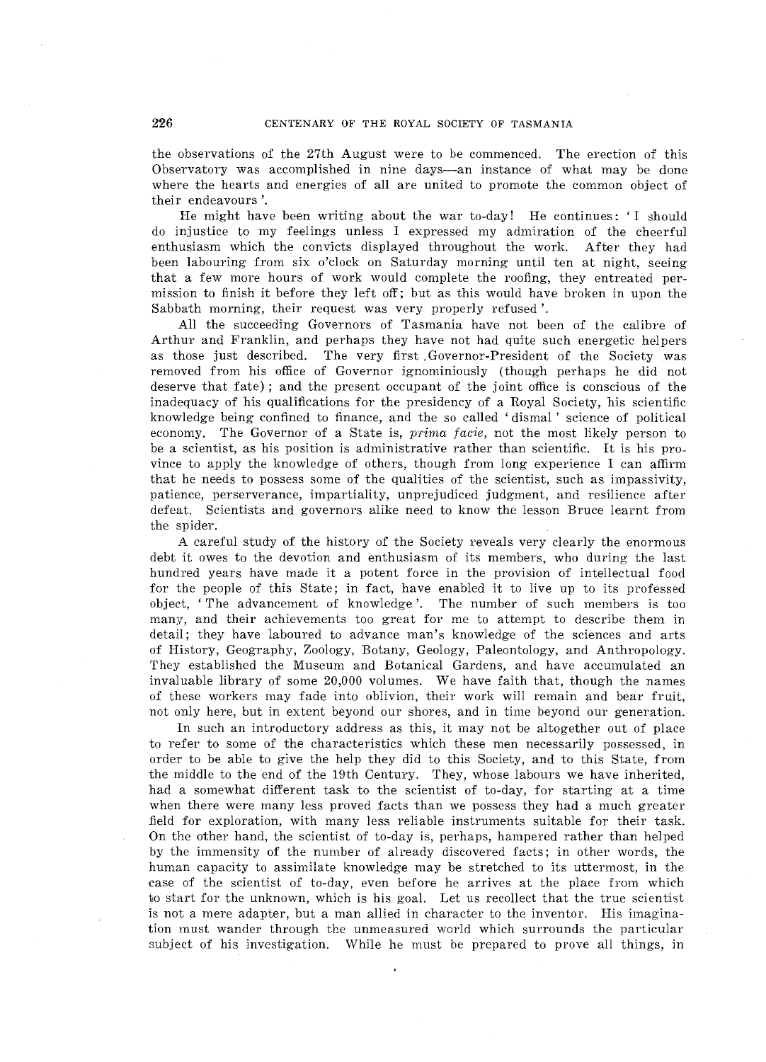the observations of the 27th August were to be commenced. The erection of this Observatory was accomplished in nine days—an instance of what may be done where the hearts and energies of all are united to promote the common object of their endeavours '.

He might have been writing about the war to-day! He continues: 'I should do injustice to my feelings unless I expressed my admiration of the cheerful enthusiasm which the convicts displayed throughout the work. After they had been labouring from six o'clock on Saturday morning until ten at night, seeing that a few more hours of work would complete the roofing, they entreated permission to finish it before they left off; but as this would have broken in upon the Sabbath morning, their request was very properly refused '.

All the succeeding Governors of Tasmania have not been of the calibre of Arthur and Franklin, and perhaps they have not had quite such energetic helpers as those just described. The very first Governor-President of the Society was removed from his office of Governor ignominiously (though perhaps he did not deserve that fate); and the present occupant of the joint office is conscious of the inadequacy of his qualifications for the presidency of a Royal Society, his scientific knowledge being confined to finance, and the so called 'dismal' science of political economy. The Governor of a State is, *prima facie*, not the most likely person to be a scientist, as his position is administrative rather than scientific. It is his province to apply the knowledge of others, though from long experience I can affirm that he needs to possess some of the qualities of the scientist, such as impassivity, patience, perserverance, impartiality, unprejudiced judgment, and resilience after defeat. Scientists and governors alike need to know the lesson Bruce learnt from the spider.

A careful study of the history of the Society reveals very clearly the enormous debt it owes to the devotion and enthusiasm of its members, who during the last hundred years have made it a potent force in the provision of intellectual food for the people of this State; in fact, have enabled it to live up to its professed object, 'The advancement of knowledge'. The number of such members is too many, and their achievements too great for me to attempt to describe them in detail; they have laboured to advance man's knowledge of the sciences and arts of History, Geography, Zoology, Botany, Geology, Paleontology, and Anthropology. They established the Museum and Botanical Gardens, and have accumulated an invaluable library of some 20,000 volumes. We have faith that, though the names of these workers may fade into oblivion, their work will remain and bear fruit, not only here, but in extent beyond our shores, and in time beyond our generation.

In such an introductory address as this, it may not be altogether out of place to refer to some of the characteristics which these men necessarily possessed, in order to be able to give the help they did to this Society, and to this State, from the middle to the end of the 19th Century. They, whose labours we have inherited, had a somewhat different task to the scientist of to-day, for starting at a time when there were many less proved facts than we possess they had a much greater field for exploration, with many less reliable instruments suitable for their task. On the other hand, the scientist of to-day is, perhaps, hampered rather than helped by the immensity of the number of already discovered facts; in other words, the human capacity to assimilate knowledge may be stretched to its uttermost, in the case of the scientist of to-day, even before he arrives at the place from which to start for the unknown, which is his goal. Let us recollect that the true scientist is not a mere adapter, but a man allied in character to the inventor. His imagination must wander through the unmeasured world which surrounds the particular subject of his investigation. While he must be prepared to prove all things, in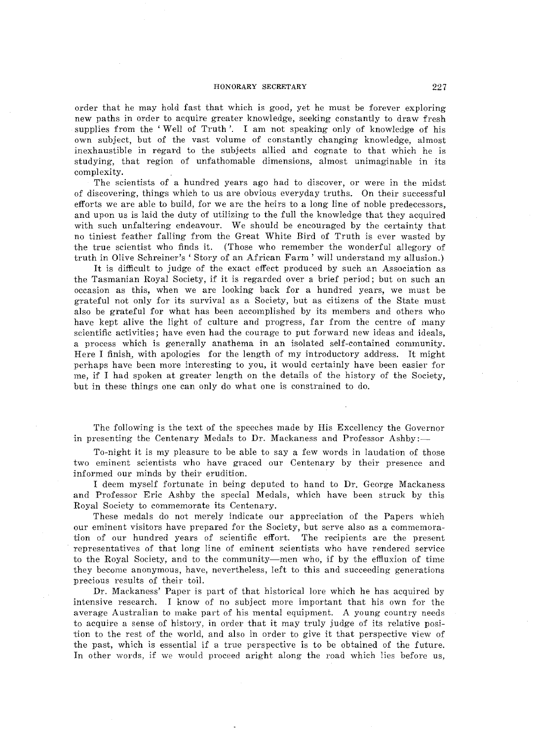order that he may hold fast that which is good, yet he must be forever exploring new paths in order to acquire greater knowledge, seeking constantly to draw fresh supplies from the 'Well of Truth'. I am not speaking only of knowledge of his own subject, but of the vast volume of constantly changing knowledge, almost inexhaustible in regard to the subjects allied and cognate to that which he is studying, that region of unfathomable dimensions, almost unimaginable in its complexity.

The scientists of a hundred years ago had to discover, or were in the midst of discovering, things which to us are obvious everyday truths. On their successful efforts we are able to build, for we are the heirs to a long line of noble predecessors, and upon us is laid the duty of utilizing to the full the knowledge that they acquired with such unfaltering endeavour. We should be encouraged by the certainty that no tiniest feather falling from the Great White Bird of Truth is ever wasted by the true scientist who finds it. (Those who remember the wonderful allegory of truth in Olive Schreiner's 'Story of an African Farm' will understand my allusion.)

It is difficult to judge of the exact effect produced by such an Association as the Tasmanian Royal Society, if it is regarded over a brief period; but on such an occasion as this, when we are looking back for a hundred years, we must be grateful not only for its survival as a Society, but as citizens of the State must also be grateful for what has been accomplished by its members and others who have kept alive the light of culture and progress, far from the centre of many scientific activities; have even had the courage to put forward new ideas and ideals, a process which is generally anathema in an isolated self-contained community. Here I finish, with apologies for the length of my introductory address. It might perhaps have been more interesting to you, it would certainly have been easier for me, if I had spoken at greater length on the details of the history of the Society, but in these things one can only do what one is constrained to do.

The following is the text of the speeches made by His Excellency the Governor in presenting the Centenary Medals to Dr. Mackaness and Professor Ashby:—

To-night it is my pleasure to be able to say a few words in laudation of those two eminent scientists who have graced our Centenary by their presence and informed our minds by their erudition.

I deem myself fortunate in being deputed to hand to Dr. George Mackaness and Professor Eric Ashby the special Medals, which have been struck by this Royal Society to commemorate its Centenary.

These medals do not merely indicate our appreciation of the Papers which our eminent visitors have prepared for the Society, but serve also as a commemoration of our hundred years of scientific effort. The recipients are the present representatives of that long line of eminent scientists who have rendered service to the Royal Society, and to the community—men who, if by the effluxion of time they become anonymous, have, nevertheless, left to this and succeeding generations precious results of their toil.

Dr. Mackaness' Paper is part of that historical lore which he has acquired by intensive research. I know of no subject more important that his own for the average Australian to make part of his mental equipment. A young country needs to acquire a sense of history, in order that it may truly judge of its relative position to the rest of the world, and also in order to give it that perspective view of the past, which is essential if a true perspective is to be obtained of the future. In other words, if we would proceed aright along the road which lies before us,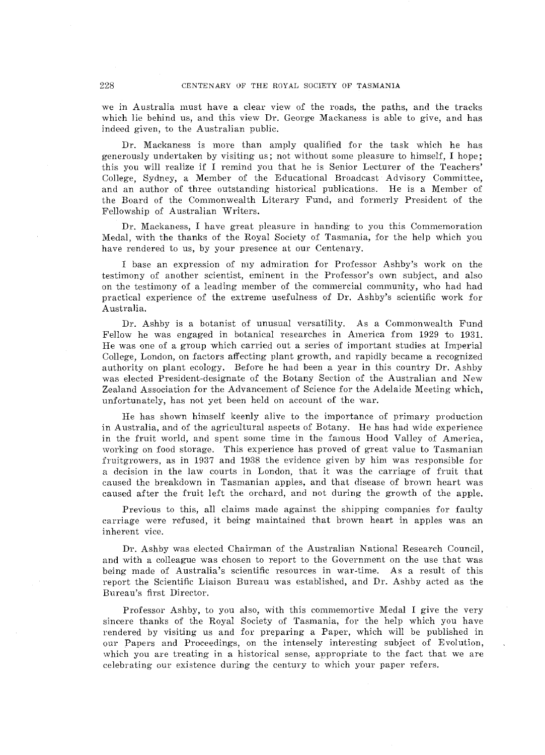we in Australia must have a clear view of the roads, the paths, and the tracks which lie behind us, and this view Dr. George Mackaness is able to give, and has indeed given, to the Australian public.

Dr. Mackaness is more than amply qualified for the task which he has generously undertaken by visiting us; not without some pleasure to himself, I hope; this you will realize if I remind you that he is Senior Lecturer of the Teachers' College, Sydney, a Member of the Educational Broadcast Advisory Committee, and an author of three outstanding historical publications. He is a Member of the Board of the Commonwealth Literary Fund, and formerly President of the Fellowship of Australian Writers.

Dr. Mackaness, I have great pleasure in handing to you this Commemoration Medal, with the thanks of the Royal Society of Tasmania, for the help which you have rendered to us, by your presence at our Centenary.

I base an expression of my admiration for Professor Ashby's work on the testimony of another scientist, eminent in the Professor's own subject, and also on the testimony of a leading member of the commercial community, who had had practical experience of the extreme usefulness of Dr. Ashby's scientific work for Australia.

Dr. Ashby is a botanist of unusual versatility. As a Commonwealth Fund Fellow he was engaged in botanical researches in America from 1929 to 1931. He was one of a group which carried out a series of important studies at Imperial College, London, on factors affecting plant growth, and rapidly became a recognized authority on plant ecology. Before he had been a year in this country Dr. Ashby was elected President-designate of the Botany Section of the Australian and New Zealand Association for the Advancement of Science for the Adelaide Meeting which, unfortunately, has not yet been held on account of the war.

He has shown himself keenly alive to the importance of primary production in Australia, and of the agricultural aspects of Botany. He has had wide experience in the fruit world, and spent some time in the famous Hood Valley of America, working on food storage. This experience has proved of great value to Tasmanian fruitgrowers, as in 1937 and 1938 the evidence given by him was responsible for a decision in the law courts in London, that it was the carriage of fruit that caused the breakdown in Tasmanian apples, and that disease of brown heart was caused after the fruit left the orchard, and not during the growth of the apple.

Previous to this, all claims made against the shipping companies for faulty carriage were refused, it being maintained that brown heart in apples was an inherent vice.

Dr. Ashby was elected Chairman of the Australian National Research Council, and with a colleague was chosen to report to the Government on the use that was being made of Australia's scientific resources in war-time. As a result of this report the Scientific Liaison Bureau was established, and Dr. Ashby acted as the Bureau's first Director.

Professor Ashby, to you also, with this commemortive Medal I give the very sincere thanks of the Royal Society of Tasmania, for the help which you have rendered by visiting us and for preparing a Paper, which will be published in our Papers and Proceedings, on the intensely interesting subject of Evolution, which you are treating in a historical sense, appropriate to the fact that we are celebrating our existence during the century to which your paper refers.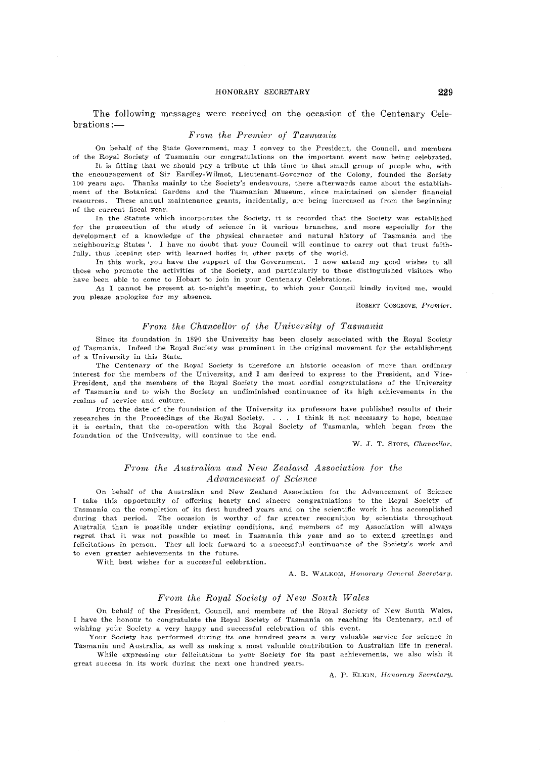The following messages were received on the occasion of the Centenary Celebrations:—

### *From the Premier of Tasmania*

On behalf of the State Government, may I convey to the President, the Council, and members of the Royal Society of Tasmania our congratulations on the important event now being celebrated.

It is fitting that we should pay a tribute at this time to that small group of people who, with the encouragement of Sir Eardley-Wilmot, Lieutenant-Governor of the Colony, founded the Society 100 years ago. Thanks mainly to the Society's endeavours, there afterwards came about the establishment of the Botanical Gardens and the Tasmanian Museum, since maintained on slender financial resources. These annual maintenance grants, incidentally, are being increased as from the beginning of the current fiscal year.

In the Statute which incorporates the Society, it is recorded that the Society was established for the prosecution of the study of science in it various branches, and more especially for the development of a knowledge of the physical character and natural history of Tasmania and the neighbouring States '. I have no doubt that your Council will continue to carry out that trust faithfully, thus keeping step with learned bodies in other parts of the world.

In this work, you have the support of the Government. I now extend my good wishes to all those who promote the activities of the Society, and particularly to those distinguished visitors who have been able to come to Hobart to join in your Centenary Celebrations.

As I cannot be present at to-night's meeting, to which your Council kindly invited me, would you please apologize for my absence.

ROBERT COSGROVE, *Premier.*

### *From the Chancellor of the University of Tasmania*

Since its foundation in 1890 the University has been closely associated with the Royal Society of Tasmania. Indeed the Royal Society was prominent in the original movement for the establishment of a University in this State.

The Centenary of the Royal Society is therefore an historic occasion of more than ordinary interest for the members of the University, and I am desired to express to the President, and Vice-President, and the members of the Royal Society the most cordial congratulations of the University of Tasmania and to wish the Society an undiminished continuance of its high achievements in the realms of service and culture.

From the date of the foundation of the University its professors have published results of their researches in the Proceedings of the Royal Society. . . . I think it not necessary to hope, because it is certain, that the co-operation with the Royal Society of Tasmania, which began from the foundation of the University, will continue to the end.

W. J. T. STOPS, *Chancellor.*

### *From the Australian and New Zealand Association for the Advancement of Science*

On behalf of the Australian and New Zealand Association for the Advancement of Science I take this opportunity of offering hearty and sincere congratulations to the Royal Society of Tasmania on the completion of its first hundred years and on the scientific work it has accomplished during that period. The occasion is worthy of far greater recognition by scientists throughout Australia than is possible under existing conditions, and members of my Association will always regret that it was not possible to meet in Tasmania this year and so to extend greetings and felicitations in person. They all look forward to a successful continuance of the Society's work and to even greater achievements in the future.

With best wishes for a successful celebration.

A. B. WALKOM, *Honorary General Secretary.*

### *From the Royal Society of New South Wales*

On behalf of the President, Council, and members of the Royal Society of New South Wales, I have the honour to congratulate the Royal Society of Tasmania on reaching its Centenary, and of wishing your Society a very happy and successful celebration of this event.

Your Society has performed during its one hundred years a very valuable service for science in Tasmania and Australia, as well as making a most valuable contribution to Australian life in general.

While expressing our felicitations to your Society for its past achievements, we also wish it great success in its work during the next one hundred years.

A. P. ELKIN, *Honorary Secretary.*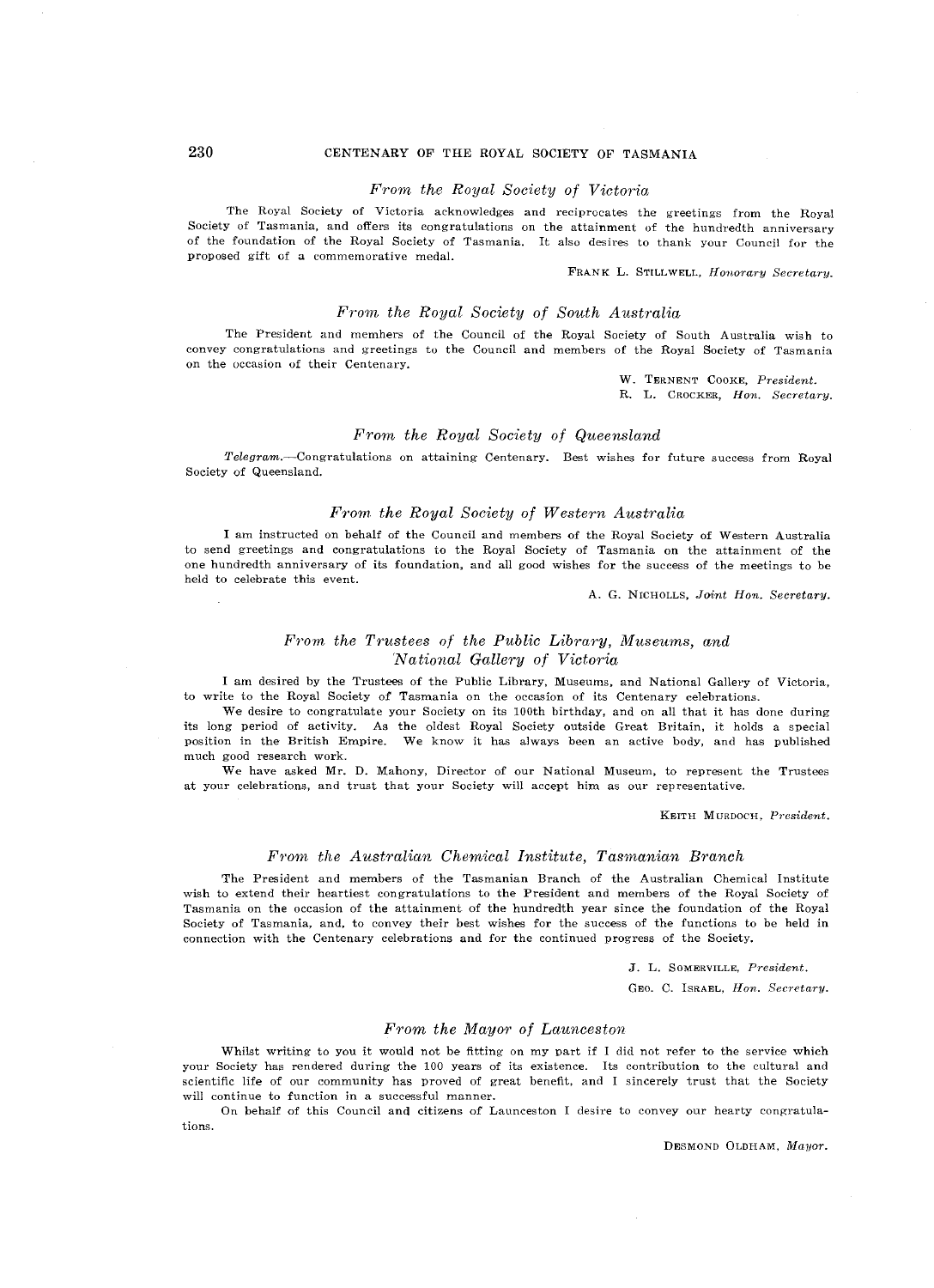### *From the Royal Society of Victoria*

The Royal Society of Victoria acknowledges and reciprocates the greetings from the Royal Society of Tasmania, and offers its congratulations on the attainment of the hundredth anniversary of the foundation of the Royal Society of Tasmania. It also desires to thank your Council for the proposed gift of a commemorative medal.

FRANK L. STILLWELL, *Honorary Secretary.*

### *From the Royal Society of South Australia*

The President and members of the Council of the Royal Society of South Australia wish to convey congratulations and greetings to the Council and members of the Royal Society of Tasmania on the occasion of their Centenary.

W. TERNENT COOKE, *President.*
R. L. CROCKER, *Hon. Secretary.*

### *From the Royal Society of Queensland*

*Telegram.*—Congratulations on attaining Centenary. Best wishes for future success from Royal Society of Queensland.

### *From the Royal Society of Western Australia*

I am instructed on behalf of the Council and members of the Royal Society of Western Australia to send greetings and congratulations to the Royal Society of Tasmania on the attainment of the one hundredth anniversary of its foundation, and all good wishes for the success of the meetings to be held to celebrate this event.

A. G. NICHOLLS, *Joint Hon. Secretary.*

### *From the Trustees of the Public Library, Museums, and National Gallery of Victoria*

I am desired by the Trustees of the Public Library, Museums, and National Gallery of Victoria, to write to the Royal Society of Tasmania on the occasion of its Centenary celebrations.

We desire to congratulate your Society on its 100th birthday, and on all that it has done during its long period of activity. As the oldest Royal Society outside Great Britain, it holds a special position in the British Empire. We know it has always been an active body, and has published much good research work.

We have asked Mr. D. Mahony, Director of our National Museum, to represent the Trustees at your celebrations, and trust that your Society will accept him as our representative.

KEITH MURDOCH, *President.*

### *From the Australian Chemical Institute, Tasmanian Branch*

The President and members of the Tasmanian Branch of the Australian Chemical Institute wish to extend their heartiest congratulations to the President and members of the Royal Society of Tasmania on the occasion of the attainment of the hundredth year since the foundation of the Royal Society of Tasmania, and, to convey their best wishes for the success of the functions to be held in connection with the Centenary celebrations and for the continued progress of the Society.

J. L. SOMERVILLE, *President.*
GEO. C. ISRAEL, *Hon. Secretary.*

### *From the Mayor of Launceston*

Whilst writing to you it would not be fitting on my part if I did not refer to the service which your Society has rendered during the 100 years of its existence. Its contribution to the cultural and scientific life of our community has proved of great benefit, and I sincerely trust that the Society will continue to function in a successful manner.

On behalf of this Council and citizens of Launceston I desire to convey our hearty congratulations.

DESMOND OLDHAM, *Mayor.*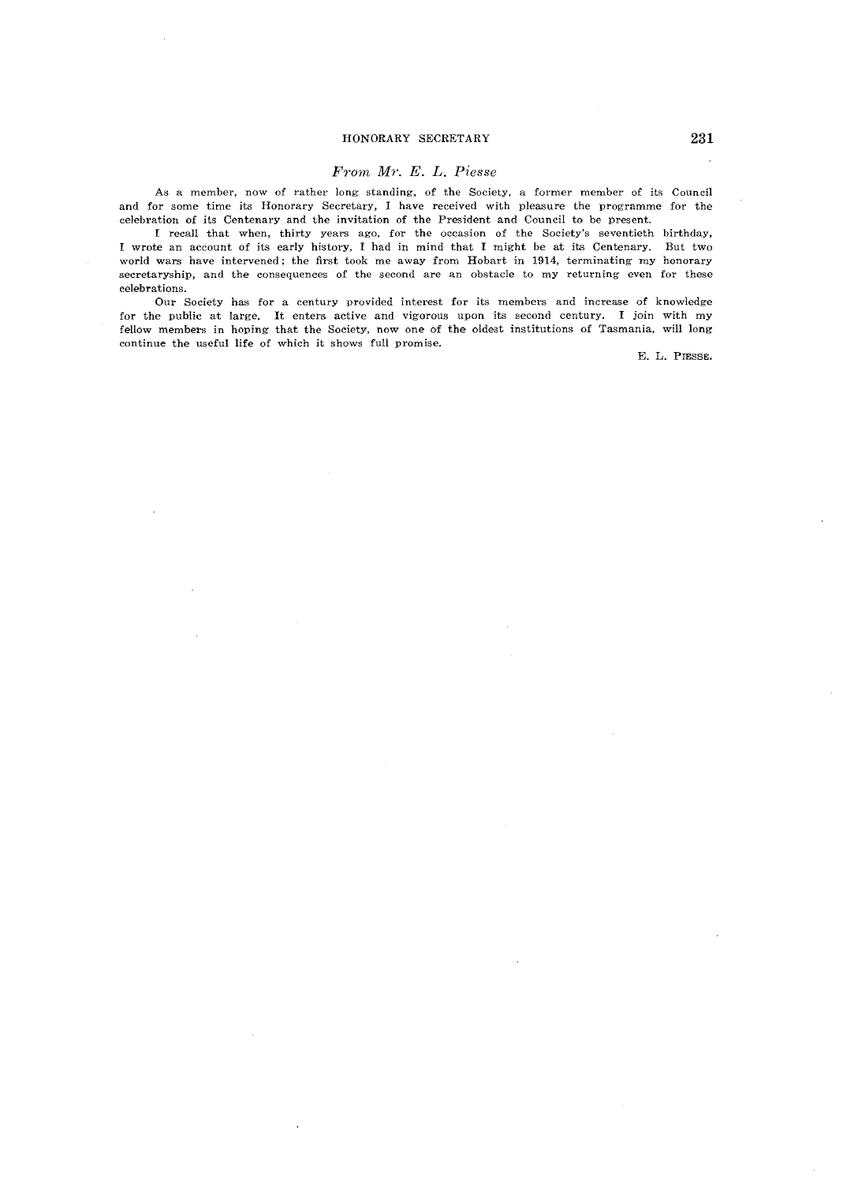*From Mr. E. L. Piesse*

As a member, now of rather long standing, of the Society, a former member of its Council and for some time its Honorary Secretary, I have received with pleasure the programme for the celebration of its Centenary and the invitation of the President and Council to be present.

I recall that when, thirty years ago, for the occasion of the Society's seventieth birthday, I wrote an account of its early history, I had in mind that I might be at its Centenary. But two world wars have intervened; the first took me away from Hobart in 1914, terminating my honorary secretaryship, and the consequences of the second are an obstacle to my returning even for these celebrations.

Our Society has for a century provided interest for its members and increase of knowledge for the public at large. It enters active and vigorous upon its second century. I join with my fellow members in hoping that the Society, now one of the oldest institutions of Tasmania, will long continue the useful life of which it shows full promise.

E. L. PIESSE.